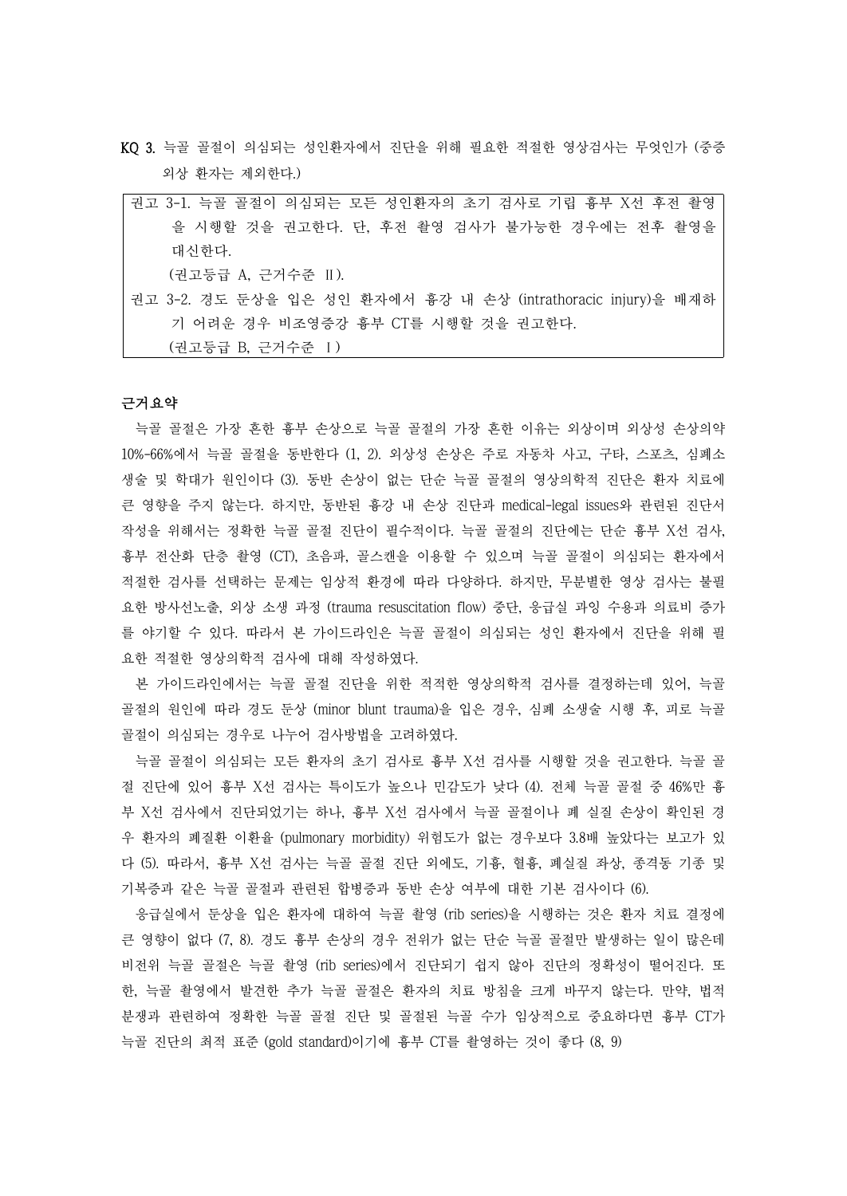**KQ 3.** 늑골 골절이 의심되는 성인환자에서 진단을 위해 필요한 적절한 영상검사는 무엇인가 (중증 외상 환자는 제외한다.)

> 권고 3-1. 늑골 골절이 의심되는 모든 성인환자의 초기 검사로 기립 흉부 X선 후전 촬영을 시행할 것을 권고한다. 단, 후전 촬영 검사가 불가능한 경우에는 전후 촬영을 대신한다.
> (권고등급 A, 근거수준 Ⅱ).
>
> 권고 3-2. 경도 둔상을 입은 성인 환자에서 흉강 내 손상 (intrathoracic injury)을 배제하기 어려운 경우 비조영증강 흉부 CT를 시행할 것을 권고한다.
> (권고등급 B, 근거수준 Ⅰ)

**근거요약**

늑골 골절은 가장 흔한 흉부 손상으로 늑골 골절의 가장 흔한 이유는 외상이며 외상성 손상의약 10%-66%에서 늑골 골절을 동반한다 (1, 2). 외상성 손상은 주로 자동차 사고, 구타, 스포츠, 심폐소생술 및 학대가 원인이다 (3). 동반 손상이 없는 단순 늑골 골절의 영상의학적 진단은 환자 치료에 큰 영향을 주지 않는다. 하지만, 동반된 흉강 내 손상 진단과 medical-legal issues와 관련된 진단서 작성을 위해서는 정확한 늑골 골절 진단이 필수적이다. 늑골 골절의 진단에는 단순 흉부 X선 검사, 흉부 전산화 단층 촬영 (CT), 초음파, 골스캔을 이용할 수 있으며 늑골 골절이 의심되는 환자에서 적절한 검사를 선택하는 문제는 임상적 환경에 따라 다양하다. 하지만, 무분별한 영상 검사는 불필요한 방사선노출, 외상 소생 과정 (trauma resuscitation flow) 중단, 응급실 과잉 수용과 의료비 증가를 야기할 수 있다. 따라서 본 가이드라인은 늑골 골절이 의심되는 성인 환자에서 진단을 위해 필요한 적절한 영상의학적 검사에 대해 작성하였다.

본 가이드라인에서는 늑골 골절 진단을 위한 적적한 영상의학적 검사를 결정하는데 있어, 늑골 골절의 원인에 따라 경도 둔상 (minor blunt trauma)을 입은 경우, 심폐 소생술 시행 후, 피로 늑골 골절이 의심되는 경우로 나누어 검사방법을 고려하였다.

늑골 골절이 의심되는 모든 환자의 초기 검사로 흉부 X선 검사를 시행할 것을 권고한다. 늑골 골절 진단에 있어 흉부 X선 검사는 특이도가 높으나 민감도가 낮다 (4). 전체 늑골 골절 중 46%만 흉부 X선 검사에서 진단되었기는 하나, 흉부 X선 검사에서 늑골 골절이나 폐 실질 손상이 확인된 경우 환자의 폐질환 이환율 (pulmonary morbidity) 위험도가 없는 경우보다 3.8배 높았다는 보고가 있다 (5). 따라서, 흉부 X선 검사는 늑골 골절 진단 외에도, 기흉, 혈흉, 폐실질 좌상, 종격동 기종 및 기복증과 같은 늑골 골절과 관련된 합병증과 동반 손상 여부에 대한 기본 검사이다 (6).

응급실에서 둔상을 입은 환자에 대하여 늑골 촬영 (rib series)을 시행하는 것은 환자 치료 결정에 큰 영향이 없다 (7, 8). 경도 흉부 손상의 경우 전위가 없는 단순 늑골 골절만 발생하는 일이 많은데 비전위 늑골 골절은 늑골 촬영 (rib series)에서 진단되기 쉽지 않아 진단의 정확성이 떨어진다. 또한, 늑골 촬영에서 발견한 추가 늑골 골절은 환자의 치료 방침을 크게 바꾸지 않는다. 만약, 법적 분쟁과 관련하여 정확한 늑골 골절 진단 및 골절된 늑골 수가 임상적으로 중요하다면 흉부 CT가 늑골 진단의 최적 표준 (gold standard)이기에 흉부 CT를 촬영하는 것이 좋다 (8, 9)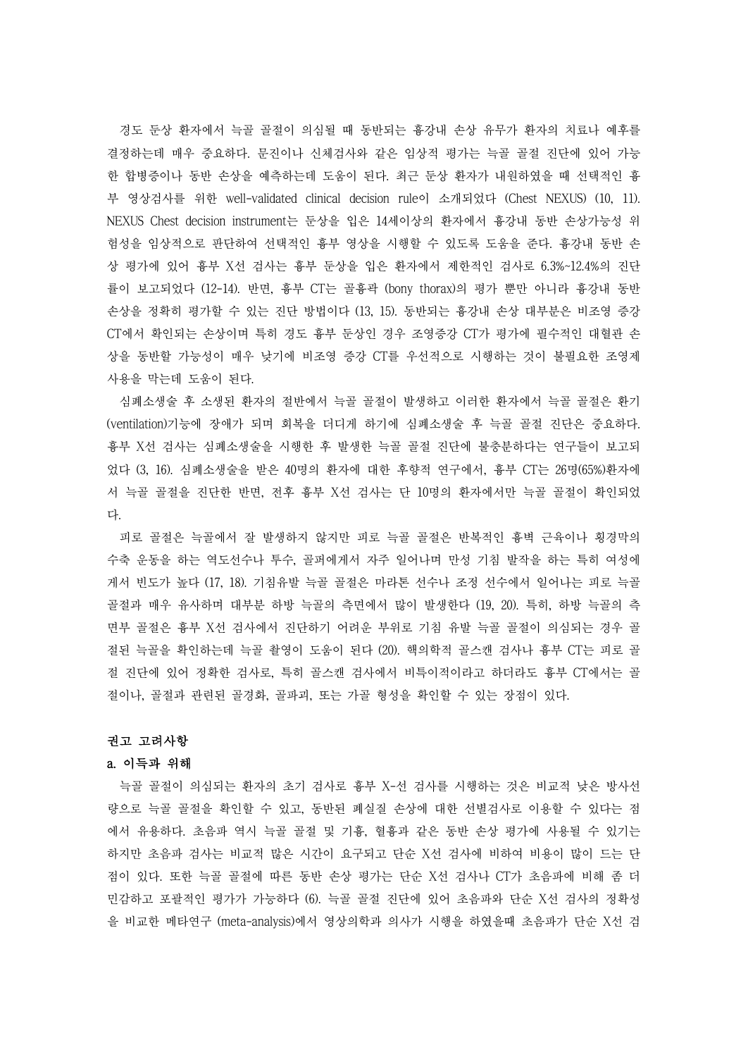경도 둔상 환자에서 늑골 골절이 의심될 때 동반되는 흉강내 손상 유무가 환자의 치료나 예후를 결정하는데 매우 중요하다. 문진이나 신체검사와 같은 임상적 평가는 늑골 골절 진단에 있어 가능한 합병증이나 동반 손상을 예측하는데 도움이 된다. 최근 둔상 환자가 내원하였을 때 선택적인 흉부 영상검사를 위한 well-validated clinical decision rule이 소개되었다 (Chest NEXUS) (10, 11). NEXUS Chest decision instrument는 둔상을 입은 14세이상의 환자에서 흉강내 동반 손상가능성 위험성을 임상적으로 판단하여 선택적인 흉부 영상을 시행할 수 있도록 도움을 준다. 흉강내 동반 손상 평가에 있어 흉부 X선 검사는 흉부 둔상을 입은 환자에서 제한적인 검사로 6.3%~12.4%의 진단률이 보고되었다 (12-14). 반면, 흉부 CT는 골흉곽 (bony thorax)의 평가 뿐만 아니라 흉강내 동반 손상을 정확히 평가할 수 있는 진단 방법이다 (13, 15). 동반되는 흉강내 손상 대부분은 비조영 증강 CT에서 확인되는 손상이며 특히 경도 흉부 둔상인 경우 조영증강 CT가 평가에 필수적인 대혈관 손상을 동반할 가능성이 매우 낮기에 비조영 증강 CT를 우선적으로 시행하는 것이 불필요한 조영제 사용을 막는데 도움이 된다.

심폐소생술 후 소생된 환자의 절반에서 늑골 골절이 발생하고 이러한 환자에서 늑골 골절은 환기 (ventilation)기능에 장애가 되며 회복을 더디게 하기에 심폐소생술 후 늑골 골절 진단은 중요하다. 흉부 X선 검사는 심폐소생술을 시행한 후 발생한 늑골 골절 진단에 불충분하다는 연구들이 보고되었다 (3, 16). 심폐소생술을 받은 40명의 환자에 대한 후향적 연구에서, 흉부 CT는 26명(65%)환자에서 늑골 골절을 진단한 반면, 전후 흉부 X선 검사는 단 10명의 환자에서만 늑골 골절이 확인되었다.

피로 골절은 늑골에서 잘 발생하지 않지만 피로 늑골 골절은 반복적인 흉벽 근육이나 횡경막의 수축 운동을 하는 역도선수나 투수, 골퍼에게서 자주 일어나며 만성 기침 발작을 하는 특히 여성에게서 빈도가 높다 (17, 18). 기침유발 늑골 골절은 마라톤 선수나 조정 선수에서 일어나는 피로 늑골 골절과 매우 유사하며 대부분 하방 늑골의 측면에서 많이 발생한다 (19, 20). 특히, 하방 늑골의 측면부 골절은 흉부 X선 검사에서 진단하기 어려운 부위로 기침 유발 늑골 골절이 의심되는 경우 골절된 늑골을 확인하는데 늑골 촬영이 도움이 된다 (20). 핵의학적 골스캔 검사나 흉부 CT는 피로 골절 진단에 있어 정확한 검사로, 특히 골스캔 검사에서 비특이적이라고 하더라도 흉부 CT에서는 골절이나, 골절과 관련된 골경화, 골파괴, 또는 가골 형성을 확인할 수 있는 장점이 있다.

### 권고 고려사항

#### a. 이득과 위해

늑골 골절이 의심되는 환자의 초기 검사로 흉부 X-선 검사를 시행하는 것은 비교적 낮은 방사선량으로 늑골 골절을 확인할 수 있고, 동반된 폐실질 손상에 대한 선별검사로 이용할 수 있다는 점에서 유용하다. 초음파 역시 늑골 골절 및 기흉, 혈흉과 같은 동반 손상 평가에 사용될 수 있기는 하지만 초음파 검사는 비교적 많은 시간이 요구되고 단순 X선 검사에 비하여 비용이 많이 드는 단점이 있다. 또한 늑골 골절에 따른 동반 손상 평가는 단순 X선 검사나 CT가 초음파에 비해 좀 더 민감하고 포괄적인 평가가 가능하다 (6). 늑골 골절 진단에 있어 초음파와 단순 X선 검사의 정확성을 비교한 메타연구 (meta-analysis)에서 영상의학과 의사가 시행을 하였을때 초음파가 단순 X선 검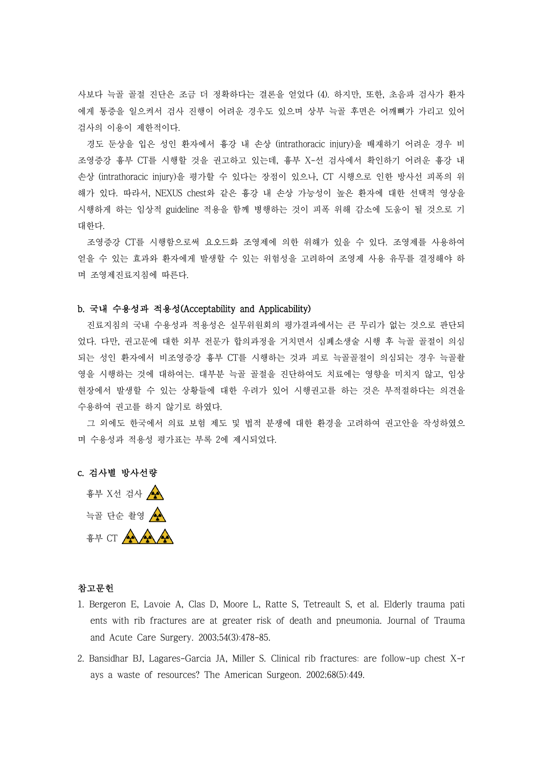사보다 늑골 골절 진단은 조금 더 정확하다는 결론을 얻었다 (4). 하지만, 또한, 초음파 검사가 환자에게 통증을 일으켜서 검사 진행이 어려운 경우도 있으며 상부 늑골 후면은 어깨뼈가 가리고 있어 검사의 이용이 제한적이다.

경도 둔상을 입은 성인 환자에서 흉강 내 손상 (intrathoracic injury)을 배제하기 어려운 경우 비조영증강 흉부 CT를 시행할 것을 권고하고 있는데, 흉부 X-선 검사에서 확인하기 어려운 흉강 내 손상 (intrathoracic injury)을 평가할 수 있다는 장점이 있으나, CT 시행으로 인한 방사선 피폭의 위해가 있다. 따라서, NEXUS chest와 같은 흉강 내 손상 가능성이 높은 환자에 대한 선택적 영상을 시행하게 하는 임상적 guideline 적용을 함께 병행하는 것이 피폭 위해 감소에 도움이 될 것으로 기대한다.

조영증강 CT를 시행함으로써 요오드화 조영제에 의한 위해가 있을 수 있다. 조영제를 사용하여 얻을 수 있는 효과와 환자에게 발생할 수 있는 위험성을 고려하여 조영제 사용 유무를 결정해야 하며 조영제진료지침에 따른다.

### b. 국내 수용성과 적용성(Acceptability and Applicability)

진료지침의 국내 수용성과 적용성은 실무위원회의 평가결과에서는 큰 무리가 없는 것으로 판단되었다. 다만, 권고문에 대한 외부 전문가 합의과정을 거치면서 심폐소생술 시행 후 늑골 골절이 의심되는 성인 환자에서 비조영증강 흉부 CT를 시행하는 것과 피로 늑골골절이 의심되는 경우 늑골촬영을 시행하는 것에 대하여는. 대부분 늑골 골절을 진단하여도 치료에는 영향을 미치지 않고, 임상 현장에서 발생할 수 있는 상황들에 대한 우려가 있어 시행권고를 하는 것은 부적절하다는 의견을 수용하여 권고를 하지 않기로 하였다.

그 외에도 한국에서 의료 보험 제도 및 법적 분쟁에 대한 환경을 고려하여 권고안을 작성하였으며 수용성과 적용성 평가표는 부록 2에 제시되었다.

### c. 검사별 방사선량

흉부 X선 검사 ☢

늑골 단순 촬영 ☢

흉부 CT ☢☢☢

## 참고문헌

1. Bergeron E, Lavoie A, Clas D, Moore L, Ratte S, Tetreault S, et al. Elderly trauma patients with rib fractures are at greater risk of death and pneumonia. Journal of Trauma and Acute Care Surgery. 2003;54(3):478-85.
2. Bansidhar BJ, Lagares-Garcia JA, Miller S. Clinical rib fractures: are follow-up chest X-rays a waste of resources? The American Surgeon. 2002;68(5):449.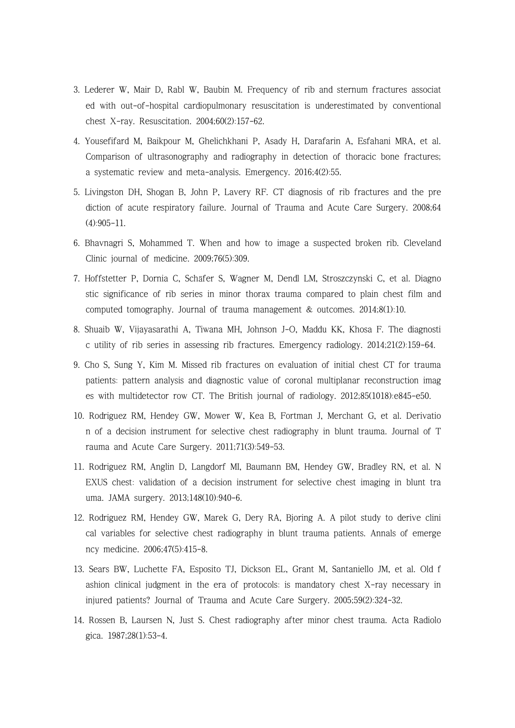3. Lederer W, Mair D, Rabl W, Baubin M. Frequency of rib and sternum fractures associated with out-of-hospital cardiopulmonary resuscitation is underestimated by conventional chest X-ray. Resuscitation. 2004;60(2):157-62.

4. Yousefifard M, Baikpour M, Ghelichkhani P, Asady H, Darafarin A, Esfahani MRA, et al. Comparison of ultrasonography and radiography in detection of thoracic bone fractures; a systematic review and meta-analysis. Emergency. 2016;4(2):55.

5. Livingston DH, Shogan B, John P, Lavery RF. CT diagnosis of rib fractures and the prediction of acute respiratory failure. Journal of Trauma and Acute Care Surgery. 2008;64(4):905-11.

6. Bhavnagri S, Mohammed T. When and how to image a suspected broken rib. Cleveland Clinic journal of medicine. 2009;76(5):309.

7. Hoffstetter P, Dornia C, Schäfer S, Wagner M, Dendl LM, Stroszczynski C, et al. Diagnostic significance of rib series in minor thorax trauma compared to plain chest film and computed tomography. Journal of trauma management & outcomes. 2014;8(1):10.

8. Shuaib W, Vijayasarathi A, Tiwana MH, Johnson J-O, Maddu KK, Khosa F. The diagnostic utility of rib series in assessing rib fractures. Emergency radiology. 2014;21(2):159-64.

9. Cho S, Sung Y, Kim M. Missed rib fractures on evaluation of initial chest CT for trauma patients: pattern analysis and diagnostic value of coronal multiplanar reconstruction images with multidetector row CT. The British journal of radiology. 2012;85(1018):e845-e50.

10. Rodriguez RM, Hendey GW, Mower W, Kea B, Fortman J, Merchant G, et al. Derivation of a decision instrument for selective chest radiography in blunt trauma. Journal of Trauma and Acute Care Surgery. 2011;71(3):549-53.

11. Rodriguez RM, Anglin D, Langdorf MI, Baumann BM, Hendey GW, Bradley RN, et al. NEXUS chest: validation of a decision instrument for selective chest imaging in blunt trauma. JAMA surgery. 2013;148(10):940-6.

12. Rodriguez RM, Hendey GW, Marek G, Dery RA, Bjoring A. A pilot study to derive clinical variables for selective chest radiography in blunt trauma patients. Annals of emergency medicine. 2006;47(5):415-8.

13. Sears BW, Luchette FA, Esposito TJ, Dickson EL, Grant M, Santaniello JM, et al. Old fashion clinical judgment in the era of protocols: is mandatory chest X-ray necessary in injured patients? Journal of Trauma and Acute Care Surgery. 2005;59(2):324-32.

14. Rossen B, Laursen N, Just S. Chest radiography after minor chest trauma. Acta Radiologica. 1987;28(1):53-4.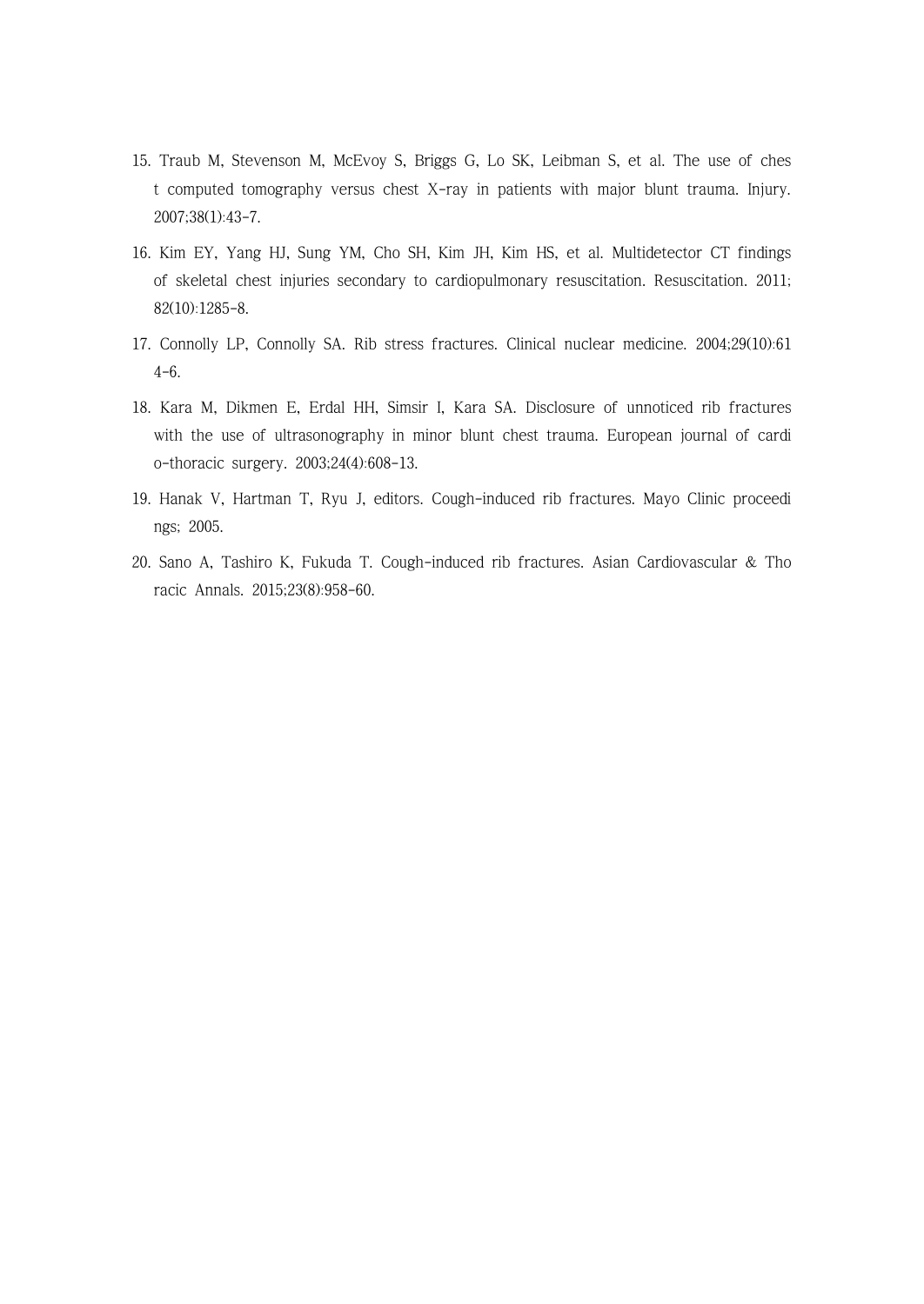15. Traub M, Stevenson M, McEvoy S, Briggs G, Lo SK, Leibman S, et al. The use of chest computed tomography versus chest X-ray in patients with major blunt trauma. Injury. 2007;38(1):43-7.
16. Kim EY, Yang HJ, Sung YM, Cho SH, Kim JH, Kim HS, et al. Multidetector CT findings of skeletal chest injuries secondary to cardiopulmonary resuscitation. Resuscitation. 2011; 82(10):1285-8.
17. Connolly LP, Connolly SA. Rib stress fractures. Clinical nuclear medicine. 2004;29(10):614-6.
18. Kara M, Dikmen E, Erdal HH, Simsir I, Kara SA. Disclosure of unnoticed rib fractures with the use of ultrasonography in minor blunt chest trauma. European journal of cardio-thoracic surgery. 2003;24(4):608-13.
19. Hanak V, Hartman T, Ryu J, editors. Cough-induced rib fractures. Mayo Clinic proceedings; 2005.
20. Sano A, Tashiro K, Fukuda T. Cough-induced rib fractures. Asian Cardiovascular & Thoracic Annals. 2015;23(8):958-60.